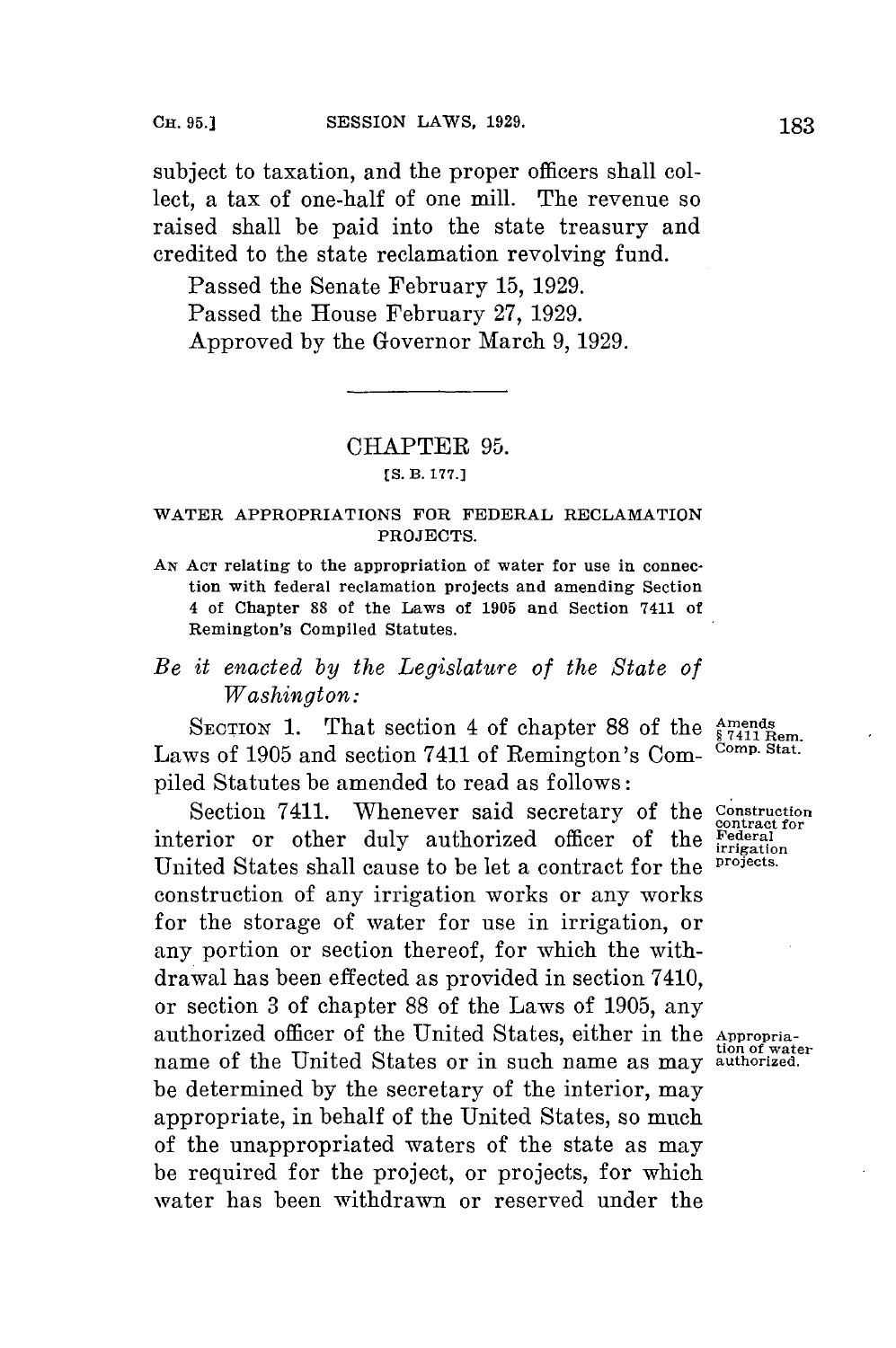subject to taxation, and the proper officers shall collect, a tax of one-half of one mill. The revenue so raised shall be paid into the state treasury and credited to the state reclamation revolving fund.

Passed the Senate February 15, 1929.

Passed the House February 27, 1929.

Approved by the Governor March 9, 1929.

## CHAPTER 95.

[S. B. 177.]

### WATER APPROPRIATIONS FOR FEDERAL RECLAMATION PROJECTS.

AN ACT relating to the appropriation of water for use in connection with federal reclamation projects and amending Section 4 of Chapter 88 of the Laws of 1905 and Section 7411 of Remington's Compiled Statutes.

*Be it enacted by the Legislature of the State of Washington:*

SECTION 1. That section 4 of chapter 88 of the Laws of 1905 and section 7411 of Remington's Compiled Statutes be amended to read as follows:

Amends § 7411 Rem. Comp. Stat.

Section 7411. Whenever said secretary of the interior or other duly authorized officer of the United States shall cause to be let a contract for the construction of any irrigation works or any works for the storage of water for use in irrigation, or any portion or section thereof, for which the withdrawal has been effected as provided in section 7410, or section 3 of chapter 88 of the Laws of 1905, any authorized officer of the United States, either in the name of the United States or in such name as may be determined by the secretary of the interior, may appropriate, in behalf of the United States, so much of the unappropriated waters of the state as may be required for the project, or projects, for which water has been withdrawn or reserved under the

Construction contract for Federal irrigation projects.

Appropriation of water authorized.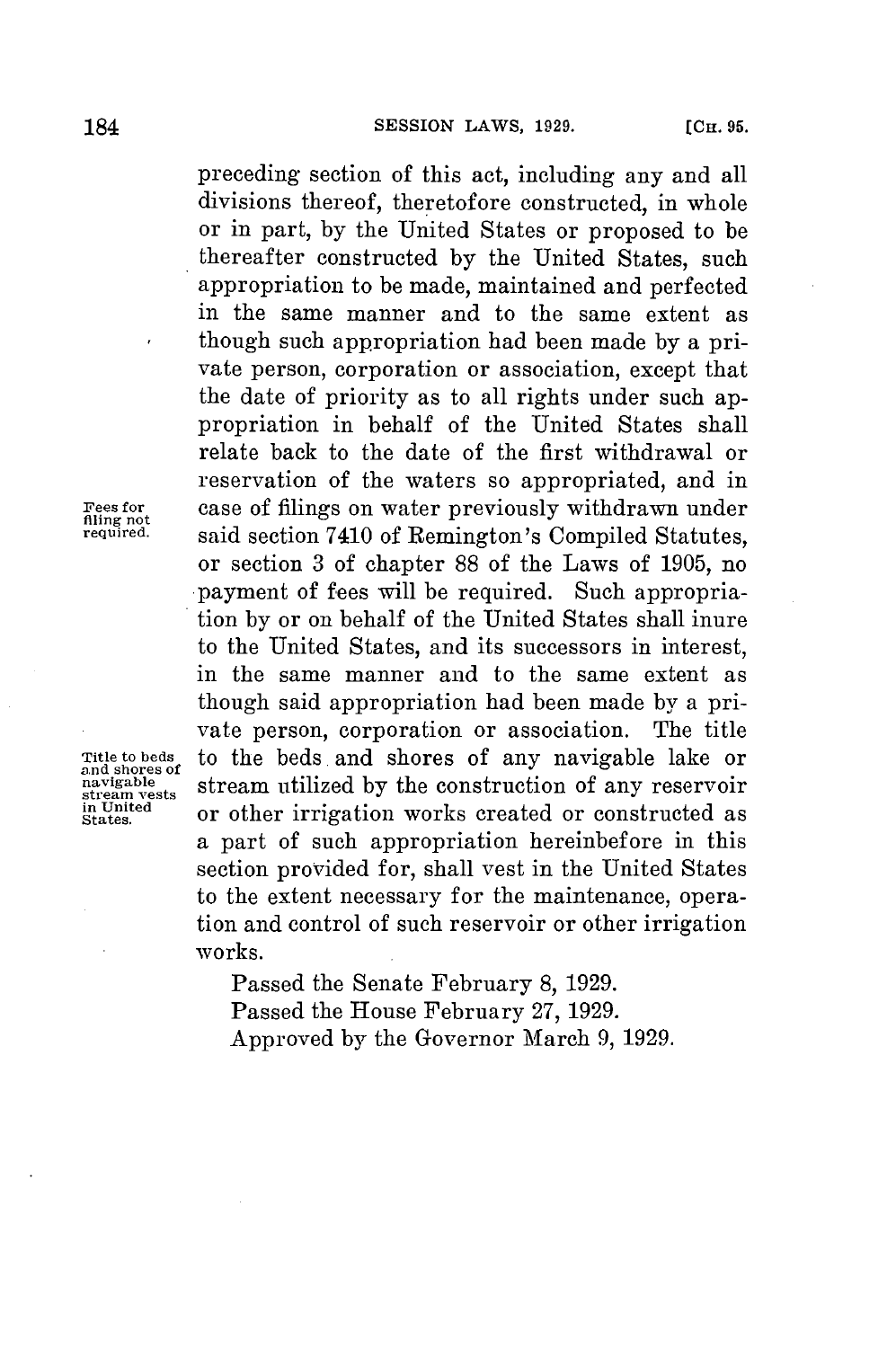preceding section of this act, including any and all divisions thereof, theretofore constructed, in whole or in part, by the United States or proposed to be thereafter constructed by the United States, such appropriation to be made, maintained and perfected in the same manner and to the same extent as though such appropriation had been made by a private person, corporation or association, except that the date of priority as to all rights under such appropriation in behalf of the United States shall relate back to the date of the first withdrawal or reservation of the waters so appropriated, and in case of filings on water previously withdrawn under said section 7410 of Remington's Compiled Statutes, or section 3 of chapter 88 of the Laws of 1905, no payment of fees will be required. Such appropriation by or on behalf of the United States shall inure to the United States, and its successors in interest, in the same manner and to the same extent as though said appropriation had been made by a private person, corporation or association. The title to the beds and shores of any navigable lake or stream utilized by the construction of any reservoir or other irrigation works created or constructed as a part of such appropriation hereinbefore in this section provided for, shall vest in the United States to the extent necessary for the maintenance, operation and control of such reservoir or other irrigation works.

*Fees for filing not required.*

*Title to beds and shores of navigable stream vests in United States.*

Passed the Senate February 8, 1929.
Passed the House February 27, 1929.
Approved by the Governor March 9, 1929.